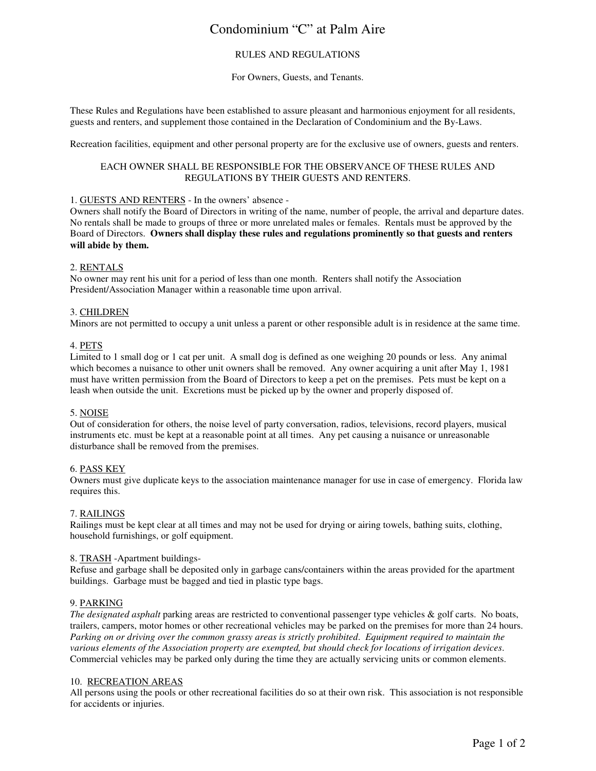# Condominium "C" at Palm Aire

## RULES AND REGULATIONS

For Owners, Guests, and Tenants.

These Rules and Regulations have been established to assure pleasant and harmonious enjoyment for all residents, guests and renters, and supplement those contained in the Declaration of Condominium and the By-Laws.

Recreation facilities, equipment and other personal property are for the exclusive use of owners, guests and renters.

EACH OWNER SHALL BE RESPONSIBLE FOR THE OBSERVANCE OF THESE RULES AND REGULATIONS BY THEIR GUESTS AND RENTERS.

1. GUESTS AND RENTERS - In the owners' absence -
Owners shall notify the Board of Directors in writing of the name, number of people, the arrival and departure dates. No rentals shall be made to groups of three or more unrelated males or females. Rentals must be approved by the Board of Directors. **Owners shall display these rules and regulations prominently so that guests and renters will abide by them.**

2. RENTALS
No owner may rent his unit for a period of less than one month. Renters shall notify the Association President/Association Manager within a reasonable time upon arrival.

3. CHILDREN
Minors are not permitted to occupy a unit unless a parent or other responsible adult is in residence at the same time.

4. PETS
Limited to 1 small dog or 1 cat per unit. A small dog is defined as one weighing 20 pounds or less. Any animal which becomes a nuisance to other unit owners shall be removed. Any owner acquiring a unit after May 1, 1981 must have written permission from the Board of Directors to keep a pet on the premises. Pets must be kept on a leash when outside the unit. Excretions must be picked up by the owner and properly disposed of.

5. NOISE
Out of consideration for others, the noise level of party conversation, radios, televisions, record players, musical instruments etc. must be kept at a reasonable point at all times. Any pet causing a nuisance or unreasonable disturbance shall be removed from the premises.

6. PASS KEY
Owners must give duplicate keys to the association maintenance manager for use in case of emergency. Florida law requires this.

7. RAILINGS
Railings must be kept clear at all times and may not be used for drying or airing towels, bathing suits, clothing, household furnishings, or golf equipment.

8. TRASH -Apartment buildings-
Refuse and garbage shall be deposited only in garbage cans/containers within the areas provided for the apartment buildings. Garbage must be bagged and tied in plastic type bags.

9. PARKING
*The designated asphalt* parking areas are restricted to conventional passenger type vehicles & golf carts. No boats, trailers, campers, motor homes or other recreational vehicles may be parked on the premises for more than 24 hours. *Parking on or driving over the common grassy areas is strictly prohibited. Equipment required to maintain the various elements of the Association property are exempted, but should check for locations of irrigation devices.* Commercial vehicles may be parked only during the time they are actually servicing units or common elements.

10. RECREATION AREAS
All persons using the pools or other recreational facilities do so at their own risk. This association is not responsible for accidents or injuries.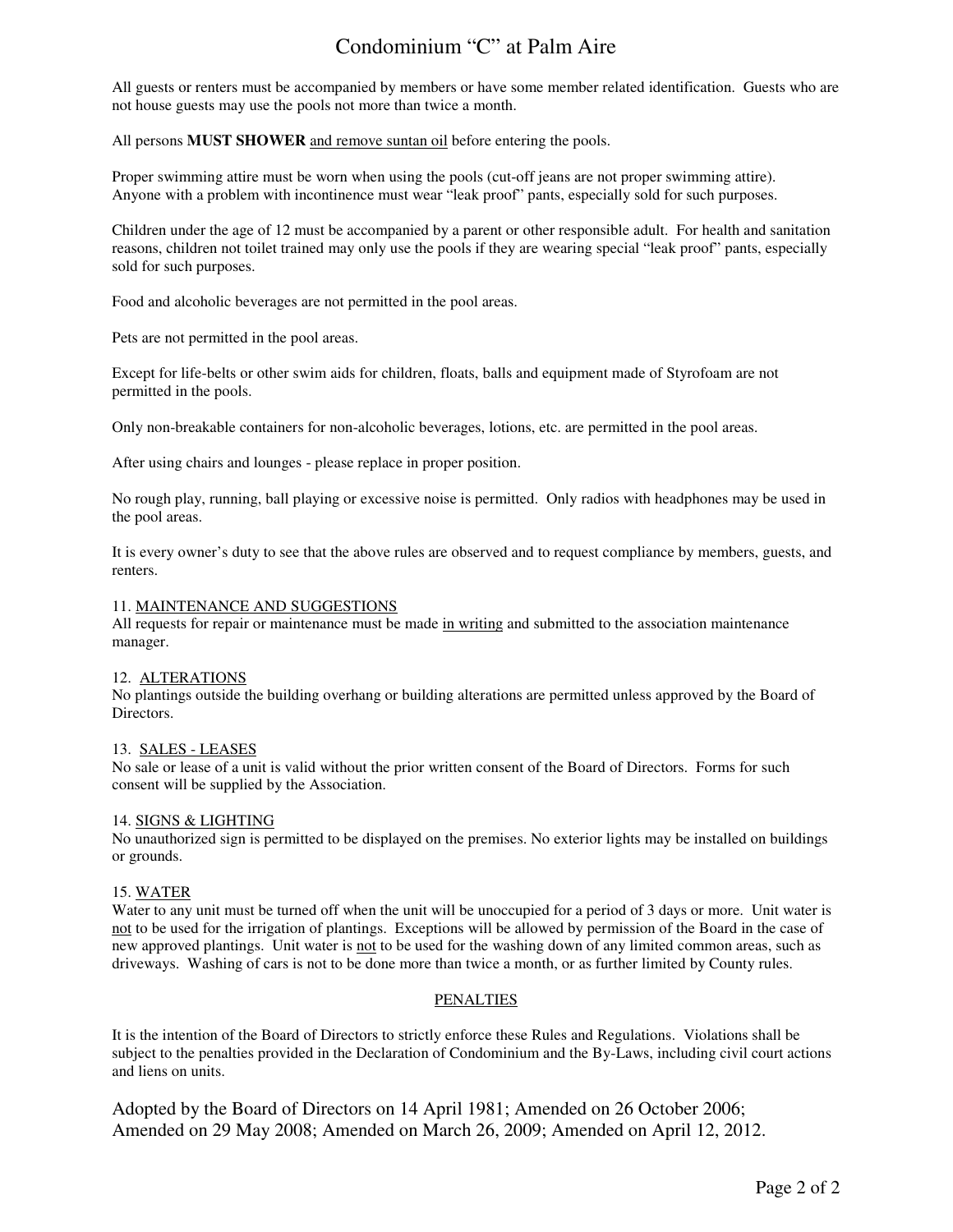All guests or renters must be accompanied by members or have some member related identification. Guests who are not house guests may use the pools not more than twice a month.

All persons **MUST SHOWER** <u>and remove suntan oil</u> before entering the pools.

Proper swimming attire must be worn when using the pools (cut-off jeans are not proper swimming attire). Anyone with a problem with incontinence must wear "leak proof" pants, especially sold for such purposes.

Children under the age of 12 must be accompanied by a parent or other responsible adult. For health and sanitation reasons, children not toilet trained may only use the pools if they are wearing special "leak proof" pants, especially sold for such purposes.

Food and alcoholic beverages are not permitted in the pool areas.

Pets are not permitted in the pool areas.

Except for life-belts or other swim aids for children, floats, balls and equipment made of Styrofoam are not permitted in the pools.

Only non-breakable containers for non-alcoholic beverages, lotions, etc. are permitted in the pool areas.

After using chairs and lounges - please replace in proper position.

No rough play, running, ball playing or excessive noise is permitted. Only radios with headphones may be used in the pool areas.

It is every owner's duty to see that the above rules are observed and to request compliance by members, guests, and renters.

11. <u>MAINTENANCE AND SUGGESTIONS</u>
All requests for repair or maintenance must be made <u>in writing</u> and submitted to the association maintenance manager.

12. <u>ALTERATIONS</u>
No plantings outside the building overhang or building alterations are permitted unless approved by the Board of Directors.

13. <u>SALES - LEASES</u>
No sale or lease of a unit is valid without the prior written consent of the Board of Directors. Forms for such consent will be supplied by the Association.

14. <u>SIGNS & LIGHTING</u>
No unauthorized sign is permitted to be displayed on the premises. No exterior lights may be installed on buildings or grounds.

15. <u>WATER</u>
Water to any unit must be turned off when the unit will be unoccupied for a period of 3 days or more. Unit water is <u>not</u> to be used for the irrigation of plantings. Exceptions will be allowed by permission of the Board in the case of new approved plantings. Unit water is <u>not</u> to be used for the washing down of any limited common areas, such as driveways. Washing of cars is not to be done more than twice a month, or as further limited by County rules.

## <u>PENALTIES</u>

It is the intention of the Board of Directors to strictly enforce these Rules and Regulations. Violations shall be subject to the penalties provided in the Declaration of Condominium and the By-Laws, including civil court actions and liens on units.

Adopted by the Board of Directors on 14 April 1981; Amended on 26 October 2006; Amended on 29 May 2008; Amended on March 26, 2009; Amended on April 12, 2012.